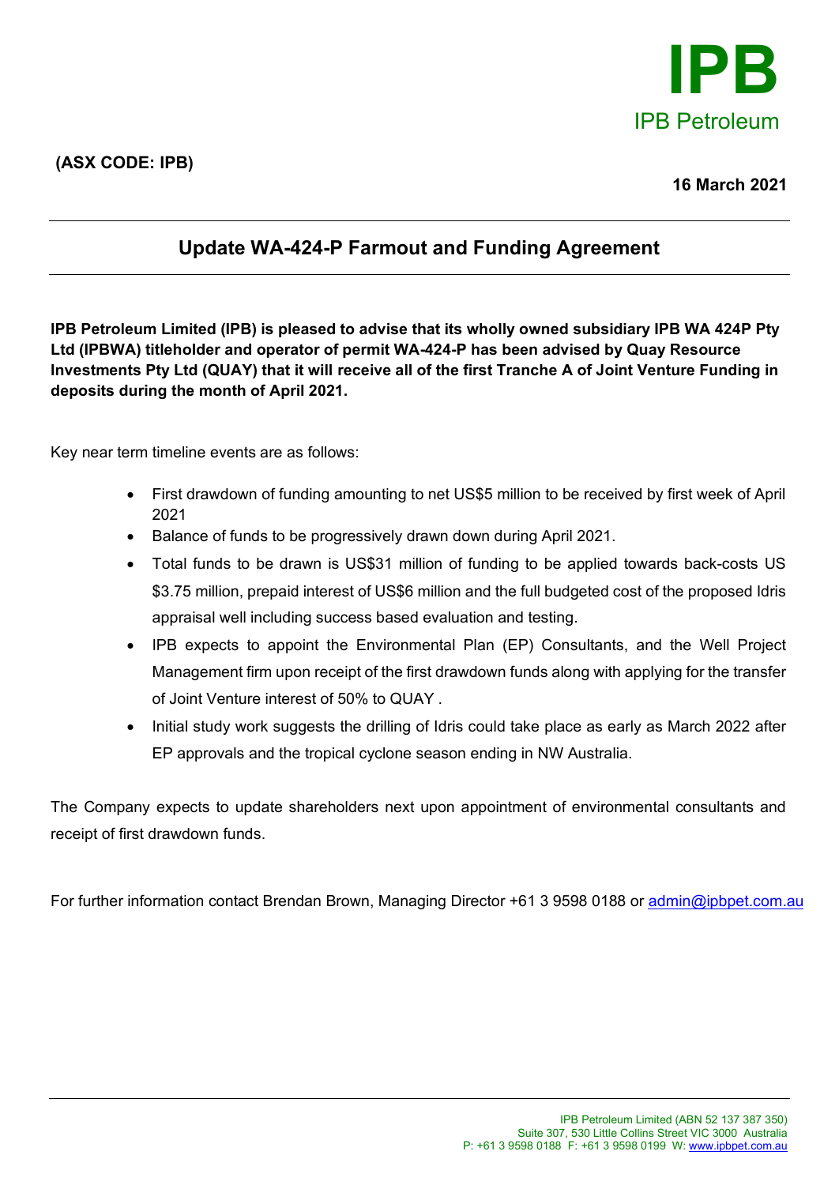**IPB**
IPB Petroleum

**(ASX CODE: IPB)**

**16 March 2021**

## Update WA-424-P Farmout and Funding Agreement

**IPB Petroleum Limited (IPB) is pleased to advise that its wholly owned subsidiary IPB WA 424P Pty Ltd (IPBWA) titleholder and operator of permit WA-424-P has been advised by Quay Resource Investments Pty Ltd (QUAY) that it will receive all of the first Tranche A of Joint Venture Funding in deposits during the month of April 2021.**

Key near term timeline events are as follows:

- First drawdown of funding amounting to net US$5 million to be received by first week of April 2021
- Balance of funds to be progressively drawn down during April 2021.
- Total funds to be drawn is US$31 million of funding to be applied towards back-costs US $3.75 million, prepaid interest of US$6 million and the full budgeted cost of the proposed Idris appraisal well including success based evaluation and testing.
- IPB expects to appoint the Environmental Plan (EP) Consultants, and the Well Project Management firm upon receipt of the first drawdown funds along with applying for the transfer of Joint Venture interest of 50% to QUAY .
- Initial study work suggests the drilling of Idris could take place as early as March 2022 after EP approvals and the tropical cyclone season ending in NW Australia.

The Company expects to update shareholders next upon appointment of environmental consultants and receipt of first drawdown funds.

For further information contact Brendan Brown, Managing Director +61 3 9598 0188 or admin@ipbpet.com.au

IPB Petroleum Limited (ABN 52 137 387 350)
Suite 307, 530 Little Collins Street VIC 3000 Australia
P: +61 3 9598 0188 F: +61 3 9598 0199 W: www.ipbpet.com.au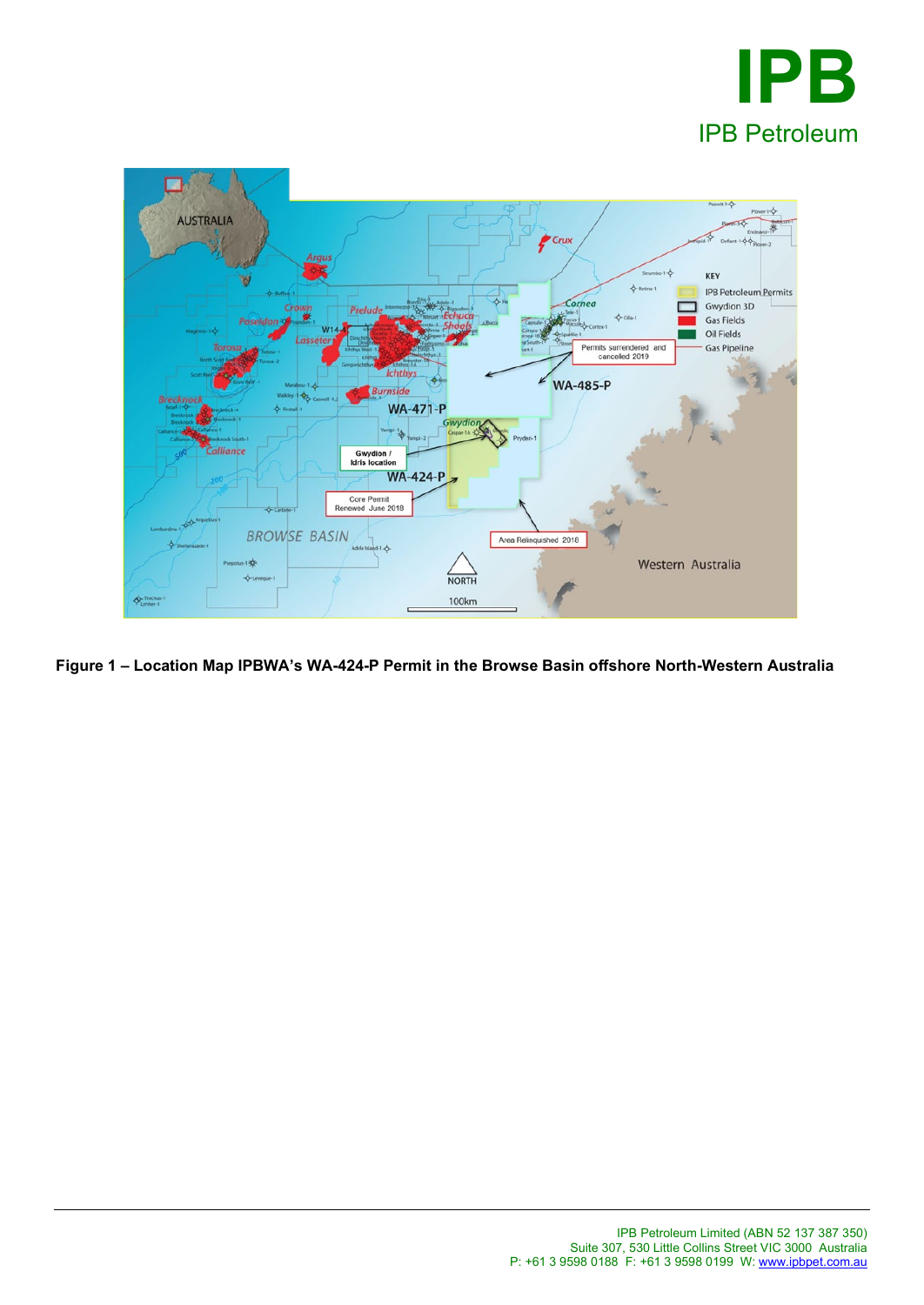**Figure 1 – Location Map IPBWA's WA-424-P Permit in the Browse Basin offshore North-Western Australia**